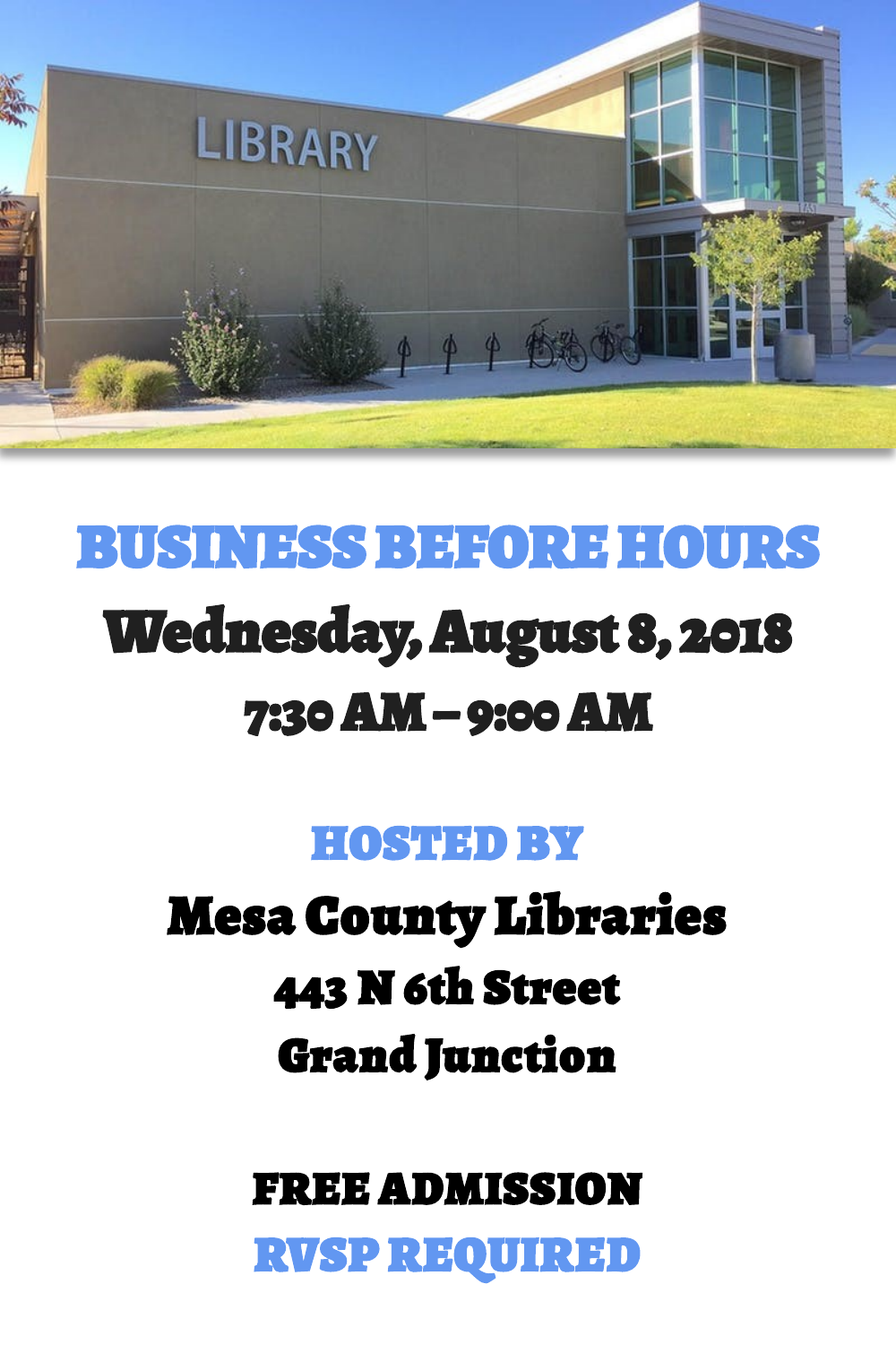# BUSINESS BEFORE HOURS

## Wednesday, August 8, 2018

### 7:30 AM – 9:00 AM

**HOSTED BY**

**Mesa County Libraries**

**443 N 6th Street**

**Grand Junction**

**FREE ADMISSION**

**RVSP REQUIRED**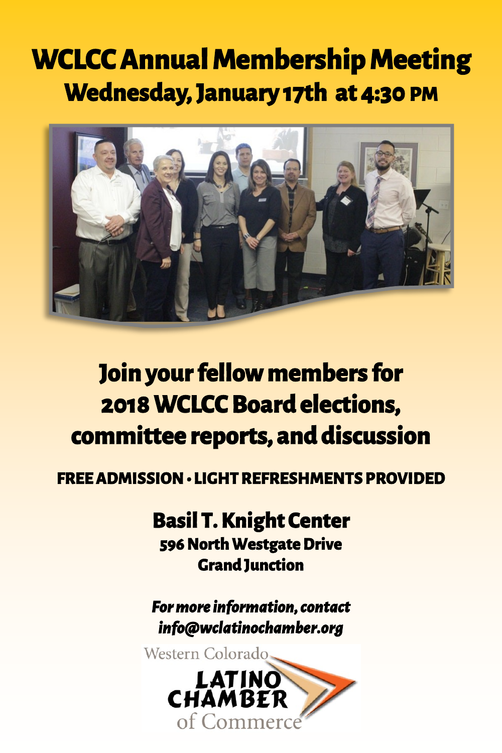# WCLCC Annual Membership Meeting

## Wednesday, January 17th at 4:30 PM

## Join your fellow members for 2018 WCLCC Board elections, committee reports, and discussion

**FREE ADMISSION • LIGHT REFRESHMENTS PROVIDED**

**Basil T. Knight Center**
**596 North Westgate Drive**
**Grand Junction**

***For more information, contact***
***info@wclatinochamber.org***

Western Colorado
LATINO CHAMBER
of Commerce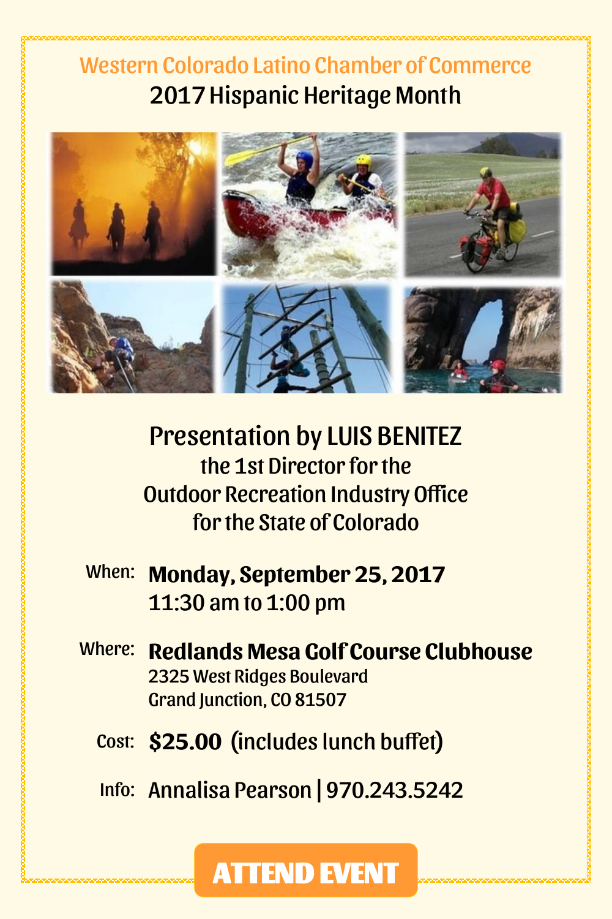Western Colorado Latino Chamber of Commerce

# 2017 Hispanic Heritage Month

## Presentation by LUIS BENITEZ

the 1st Director for the
Outdoor Recreation Industry Office
for the State of Colorado

When: **Monday, September 25, 2017**
11:30 am to 1:00 pm

Where: **Redlands Mesa Golf Course Clubhouse**
2325 West Ridges Boulevard
Grand Junction, CO 81507

Cost: **$25.00** (includes lunch buffet)

Info: Annalisa Pearson | 970.243.5242

**ATTEND EVENT**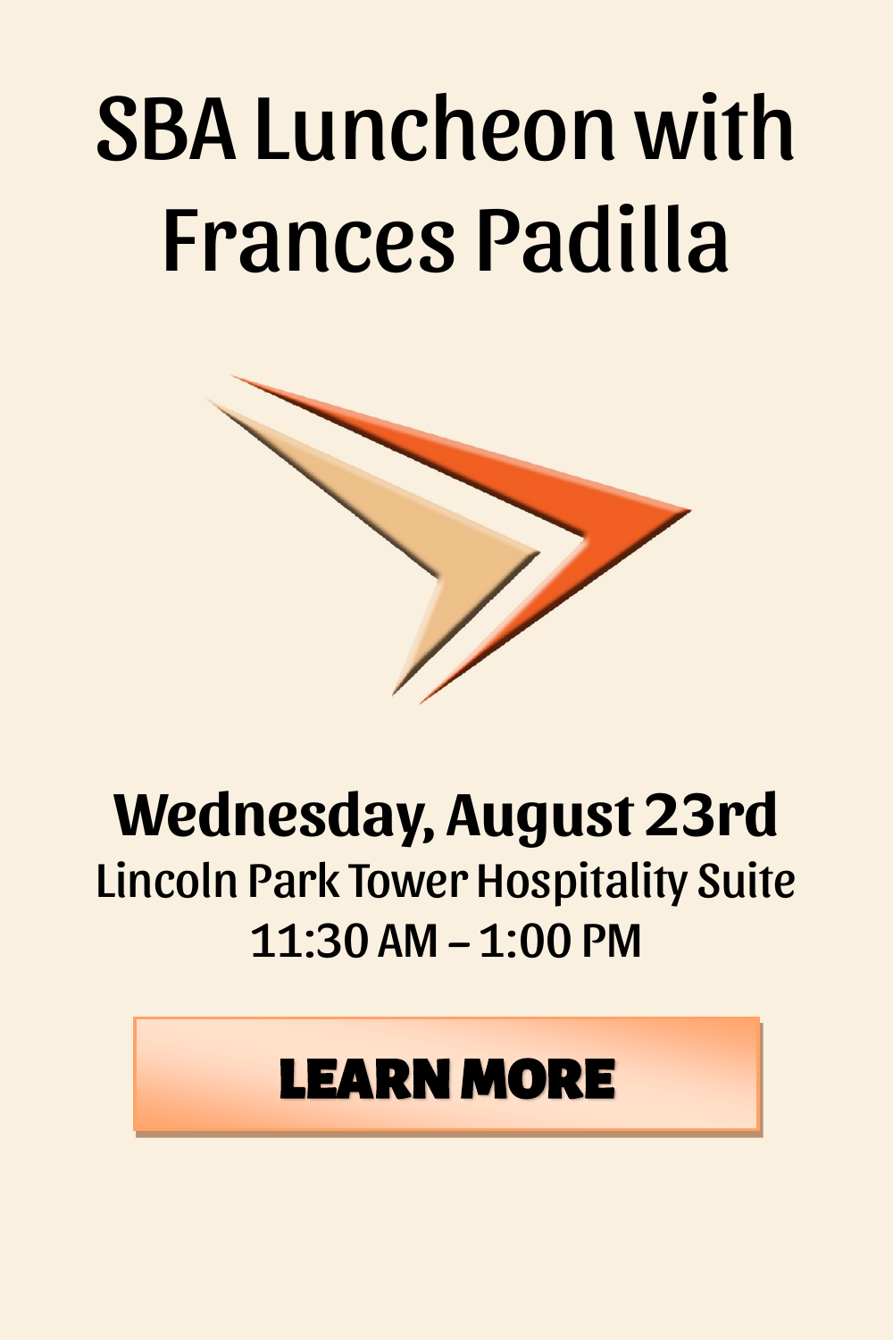# SBA Luncheon with Frances Padilla

**Wednesday, August 23rd**

Lincoln Park Tower Hospitality Suite

11:30 AM – 1:00 PM

**LEARN MORE**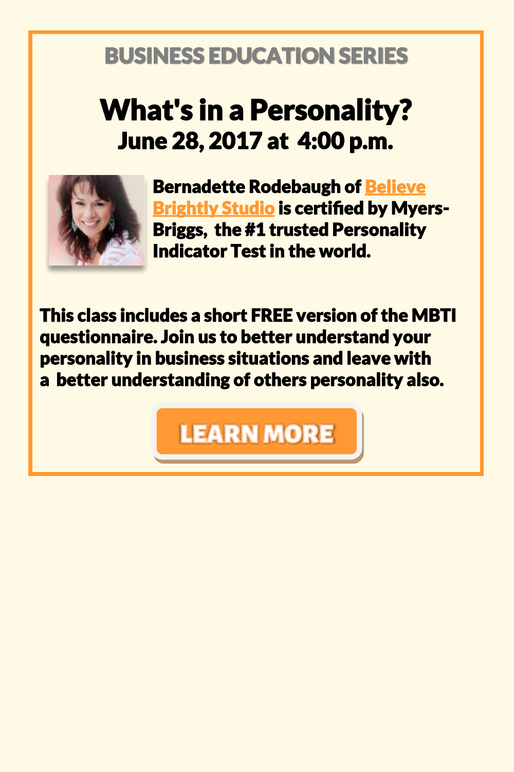## BUSINESS EDUCATION SERIES

# What's in a Personality?

### June 28, 2017 at 4:00 p.m.

**Bernadette Rodebaugh of Believe Brightly Studio is certified by Myers-Briggs, the #1 trusted Personality Indicator Test in the world.**

**This class includes a short FREE version of the MBTI questionnaire. Join us to better understand your personality in business situations and leave with a better understanding of others personality also.**

LEARN MORE